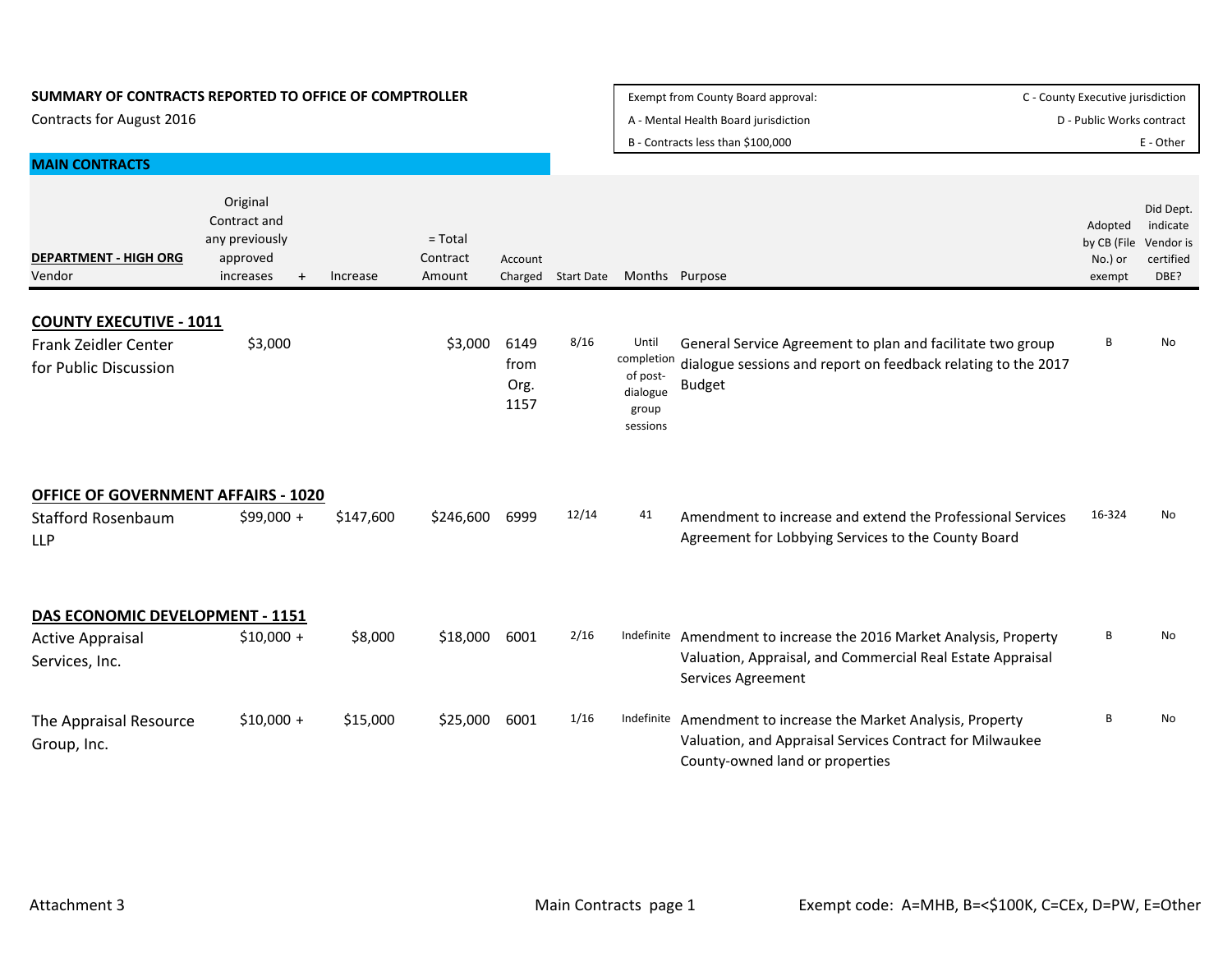**SUMMARY OF CONTRACTS REPORTED TO OFFICE OF COMPTROLLER**

Contracts for August 2016

| Exempt from County Board approval: | |
|---|---|
| A - Mental Health Board jurisdiction | C - County Executive jurisdiction |
| B - Contracts less than $100,000 | D - Public Works contract |
| | E - Other |

**MAIN CONTRACTS**

| **DEPARTMENT - HIGH ORG** Vendor | Original Contract and any previously approved increases + | Increase | = Total Contract Amount | Account Charged | Start Date | Months | Purpose | Adopted by CB (File No.) or exempt | Did Dept. indicate Vendor is certified DBE? |
|---|---|---|---|---|---|---|---|---|---|
| **COUNTY EXECUTIVE - 1011** | | | | | | | | | |
| Frank Zeidler Center for Public Discussion | $3,000 | | $3,000 | 6149 from Org. 1157 | 8/16 | Until completion of post-dialogue group sessions | General Service Agreement to plan and facilitate two group dialogue sessions and report on feedback relating to the 2017 Budget | B | No |
| **OFFICE OF GOVERNMENT AFFAIRS - 1020** | | | | | | | | | |
| Stafford Rosenbaum LLP | $99,000 + | $147,600 | $246,600 | 6999 | 12/14 | 41 | Amendment to increase and extend the Professional Services Agreement for Lobbying Services to the County Board | 16-324 | No |
| **DAS ECONOMIC DEVELOPMENT - 1151** | | | | | | | | | |
| Active Appraisal Services, Inc. | $10,000 + | $8,000 | $18,000 | 6001 | 2/16 | Indefinite | Amendment to increase the 2016 Market Analysis, Property Valuation, Appraisal, and Commercial Real Estate Appraisal Services Agreement | B | No |
| The Appraisal Resource Group, Inc. | $10,000 + | $15,000 | $25,000 | 6001 | 1/16 | Indefinite | Amendment to increase the Market Analysis, Property Valuation, and Appraisal Services Contract for Milwaukee County-owned land or properties | B | No |

Attachment 3

Exempt code: A=MHB, B=<$100K, C=CEx, D=PW, E=Other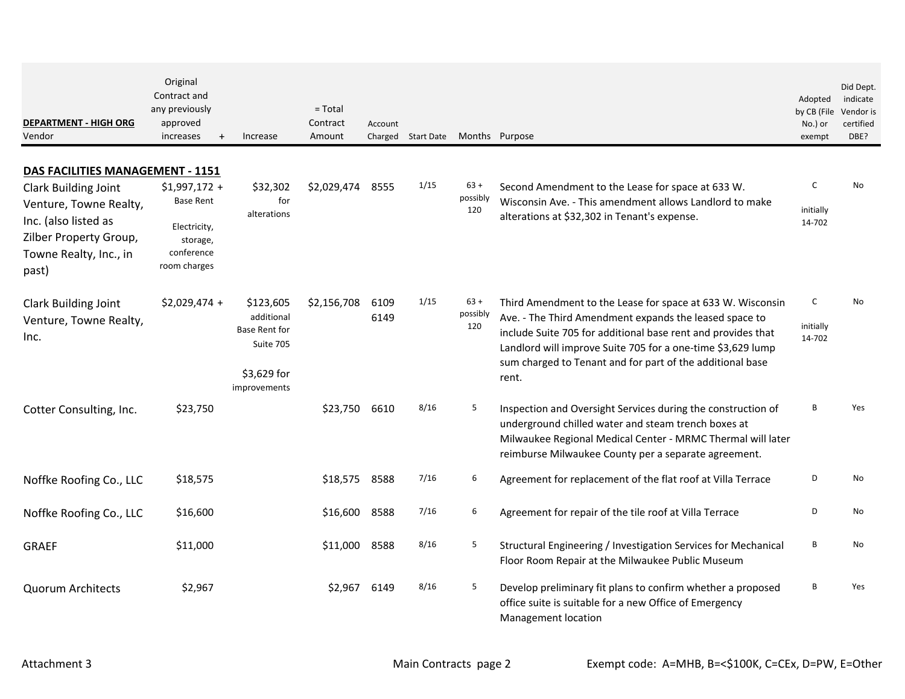| DEPARTMENT - HIGH ORG Vendor | Original Contract and any previously approved increases + | Increase | = Total Contract Amount | Account Charged | Start Date | Months | Purpose | Adopted by CB (File No.) or exempt | Did Dept. indicate Vendor is certified DBE? |
|---|---|---|---|---|---|---|---|---|---|
| **DAS FACILITIES MANAGEMENT - 1151** | | | | | | | | | |
| Clark Building Joint Venture, Towne Realty, Inc. (also listed as Zilber Property Group, Towne Realty, Inc., in past) | $1,997,172 + Base Rent Electricity, storage, conference room charges | $32,302 for alterations | $2,029,474 | 8555 | 1/15 | 63 + possibly 120 | Second Amendment to the Lease for space at 633 W. Wisconsin Ave. - This amendment allows Landlord to make alterations at $32,302 in Tenant's expense. | C initially 14-702 | No |
| Clark Building Joint Venture, Towne Realty, Inc. | $2,029,474 + | $123,605 additional Base Rent for Suite 705 $3,629 for improvements | $2,156,708 | 6109 6149 | 1/15 | 63 + possibly 120 | Third Amendment to the Lease for space at 633 W. Wisconsin Ave. - The Third Amendment expands the leased space to include Suite 705 for additional base rent and provides that Landlord will improve Suite 705 for a one-time $3,629 lump sum charged to Tenant and for part of the additional base rent. | C initially 14-702 | No |
| Cotter Consulting, Inc. | $23,750 | | $23,750 | 6610 | 8/16 | 5 | Inspection and Oversight Services during the construction of underground chilled water and steam trench boxes at Milwaukee Regional Medical Center - MRMC Thermal will later reimburse Milwaukee County per a separate agreement. | B | Yes |
| Noffke Roofing Co., LLC | $18,575 | | $18,575 | 8588 | 7/16 | 6 | Agreement for replacement of the flat roof at Villa Terrace | D | No |
| Noffke Roofing Co., LLC | $16,600 | | $16,600 | 8588 | 7/16 | 6 | Agreement for repair of the tile roof at Villa Terrace | D | No |
| GRAEF | $11,000 | | $11,000 | 8588 | 8/16 | 5 | Structural Engineering / Investigation Services for Mechanical Floor Room Repair at the Milwaukee Public Museum | B | No |
| Quorum Architects | $2,967 | | $2,967 | 6149 | 8/16 | 5 | Develop preliminary fit plans to confirm whether a proposed office suite is suitable for a new Office of Emergency Management location | B | Yes |

Attachment 3 — Main Contracts page 2 — Exempt code: A=MHB, B=<$100K, C=CEx, D=PW, E=Other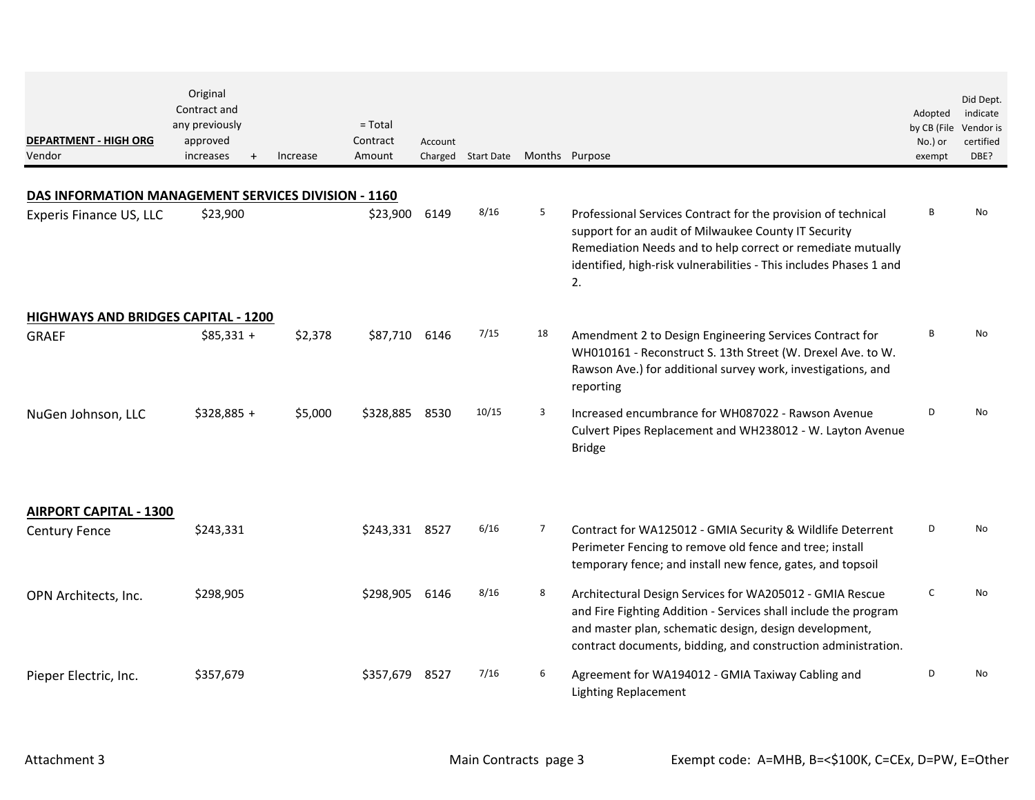| DEPARTMENT - HIGH ORG<br>Vendor | Original Contract and any previously approved increases | + | Increase | = Total Contract Amount | Account Charged | Start Date | Months | Purpose | Adopted by CB (File No.) or exempt | Did Dept. indicate Vendor is certified DBE? |
|---|---|---|---|---|---|---|---|---|---|---|
| **DAS INFORMATION MANAGEMENT SERVICES DIVISION - 1160** | | | | | | | | | | |
| Experis Finance US, LLC | $23,900 | | | $23,900 | 6149 | 8/16 | 5 | Professional Services Contract for the provision of technical support for an audit of Milwaukee County IT Security Remediation Needs and to help correct or remediate mutually identified, high-risk vulnerabilities - This includes Phases 1 and 2. | B | No |
| **HIGHWAYS AND BRIDGES CAPITAL - 1200** | | | | | | | | | | |
| GRAEF | $85,331 | + | $2,378 | $87,710 | 6146 | 7/15 | 18 | Amendment 2 to Design Engineering Services Contract for WH010161 - Reconstruct S. 13th Street (W. Drexel Ave. to W. Rawson Ave.) for additional survey work, investigations, and reporting | B | No |
| NuGen Johnson, LLC | $328,885 | + | $5,000 | $328,885 | 8530 | 10/15 | 3 | Increased encumbrance for WH087022 - Rawson Avenue Culvert Pipes Replacement and WH238012 - W. Layton Avenue Bridge | D | No |
| **AIRPORT CAPITAL - 1300** | | | | | | | | | | |
| Century Fence | $243,331 | | | $243,331 | 8527 | 6/16 | 7 | Contract for WA125012 - GMIA Security & Wildlife Deterrent Perimeter Fencing to remove old fence and tree; install temporary fence; and install new fence, gates, and topsoil | D | No |
| OPN Architects, Inc. | $298,905 | | | $298,905 | 6146 | 8/16 | 8 | Architectural Design Services for WA205012 - GMIA Rescue and Fire Fighting Addition - Services shall include the program and master plan, schematic design, design development, contract documents, bidding, and construction administration. | C | No |
| Pieper Electric, Inc. | $357,679 | | | $357,679 | 8527 | 7/16 | 6 | Agreement for WA194012 - GMIA Taxiway Cabling and Lighting Replacement | D | No |

Attachment 3 — Main Contracts page 3 — Exempt code: A=MHB, B=<$100K, C=CEx, D=PW, E=Other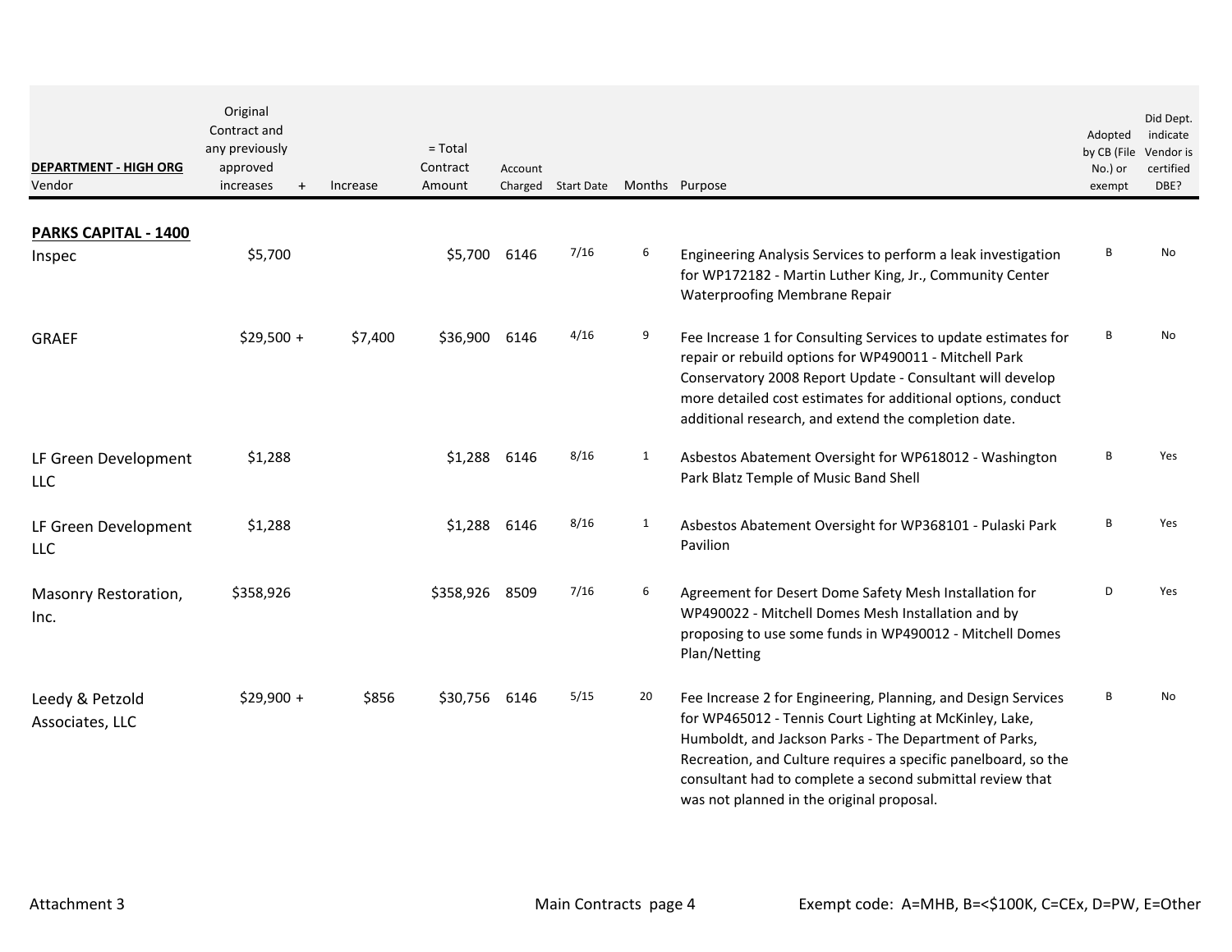| DEPARTMENT - HIGH ORG<br>Vendor | Original Contract and any previously approved increases | + | Increase | = Total Contract Amount | Account Charged | Start Date | Months | Purpose | Adopted by CB (File No.) or exempt | Did Dept. indicate Vendor is certified DBE? |
|---|---|---|---|---|---|---|---|---|---|---|
| **PARKS CAPITAL - 1400** | | | | | | | | | | |
| Inspec | $5,700 | | | $5,700 | 6146 | 7/16 | 6 | Engineering Analysis Services to perform a leak investigation for WP172182 - Martin Luther King, Jr., Community Center Waterproofing Membrane Repair | B | No |
| GRAEF | $29,500 | + | $7,400 | $36,900 | 6146 | 4/16 | 9 | Fee Increase 1 for Consulting Services to update estimates for repair or rebuild options for WP490011 - Mitchell Park Conservatory 2008 Report Update - Consultant will develop more detailed cost estimates for additional options, conduct additional research, and extend the completion date. | B | No |
| LF Green Development LLC | $1,288 | | | $1,288 | 6146 | 8/16 | 1 | Asbestos Abatement Oversight for WP618012 - Washington Park Blatz Temple of Music Band Shell | B | Yes |
| LF Green Development LLC | $1,288 | | | $1,288 | 6146 | 8/16 | 1 | Asbestos Abatement Oversight for WP368101 - Pulaski Park Pavilion | B | Yes |
| Masonry Restoration, Inc. | $358,926 | | | $358,926 | 8509 | 7/16 | 6 | Agreement for Desert Dome Safety Mesh Installation for WP490022 - Mitchell Domes Mesh Installation and by proposing to use some funds in WP490012 - Mitchell Domes Plan/Netting | D | Yes |
| Leedy & Petzold Associates, LLC | $29,900 | + | $856 | $30,756 | 6146 | 5/15 | 20 | Fee Increase 2 for Engineering, Planning, and Design Services for WP465012 - Tennis Court Lighting at McKinley, Lake, Humboldt, and Jackson Parks - The Department of Parks, Recreation, and Culture requires a specific panelboard, so the consultant had to complete a second submittal review that was not planned in the original proposal. | B | No |

Attachment 3 | Main Contracts page 4 | Exempt code: A=MHB, B=<$100K, C=CEx, D=PW, E=Other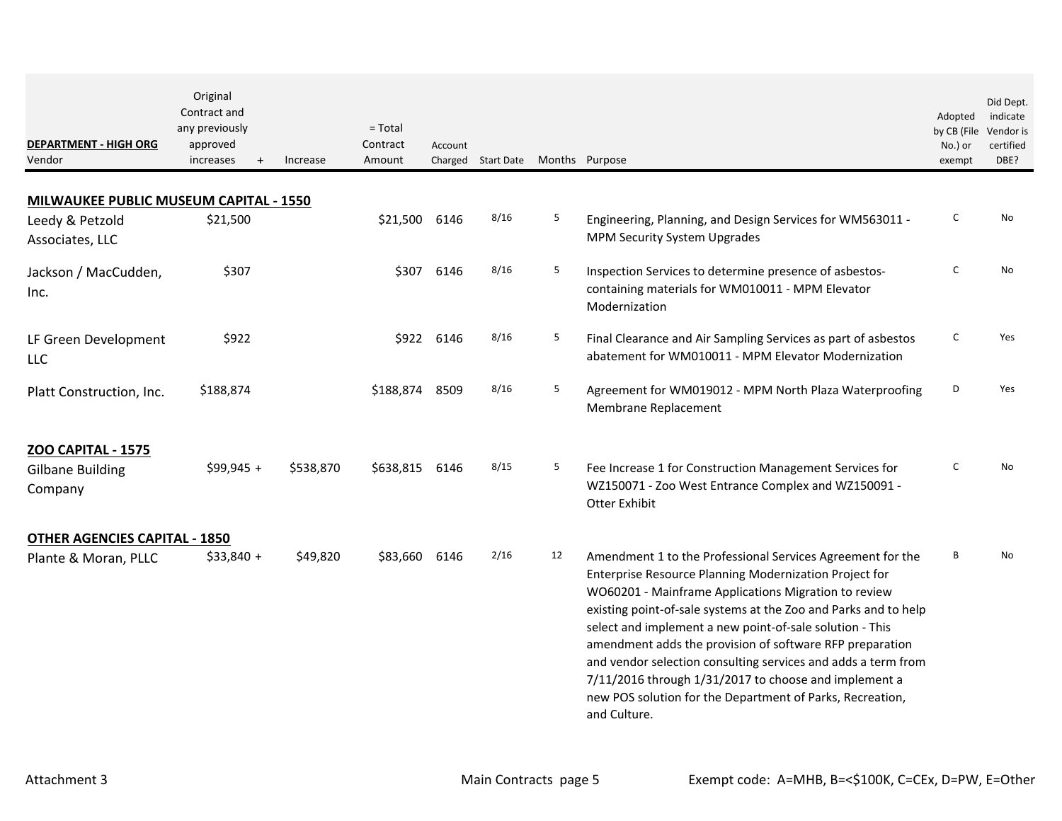| DEPARTMENT - HIGH ORG<br>Vendor | Original Contract and any previously approved increases | + | Increase | = Total Contract Amount | Account Charged | Start Date | Months | Purpose | Adopted by CB (File No.) or exempt | Did Dept. indicate Vendor is certified DBE? |
|---|---|---|---|---|---|---|---|---|---|---|
| **MILWAUKEE PUBLIC MUSEUM CAPITAL - 1550** | | | | | | | | | | |
| Leedy & Petzold Associates, LLC | $21,500 | | | $21,500 | 6146 | 8/16 | 5 | Engineering, Planning, and Design Services for WM563011 - MPM Security System Upgrades | C | No |
| Jackson / MacCudden, Inc. | $307 | | | $307 | 6146 | 8/16 | 5 | Inspection Services to determine presence of asbestos-containing materials for WM010011 - MPM Elevator Modernization | C | No |
| LF Green Development LLC | $922 | | | $922 | 6146 | 8/16 | 5 | Final Clearance and Air Sampling Services as part of asbestos abatement for WM010011 - MPM Elevator Modernization | C | Yes |
| Platt Construction, Inc. | $188,874 | | | $188,874 | 8509 | 8/16 | 5 | Agreement for WM019012 - MPM North Plaza Waterproofing Membrane Replacement | D | Yes |
| **ZOO CAPITAL - 1575** | | | | | | | | | | |
| Gilbane Building Company | $99,945 | + | $538,870 | $638,815 | 6146 | 8/15 | 5 | Fee Increase 1 for Construction Management Services for WZ150071 - Zoo West Entrance Complex and WZ150091 - Otter Exhibit | C | No |
| **OTHER AGENCIES CAPITAL - 1850** | | | | | | | | | | |
| Plante & Moran, PLLC | $33,840 | + | $49,820 | $83,660 | 6146 | 2/16 | 12 | Amendment 1 to the Professional Services Agreement for the Enterprise Resource Planning Modernization Project for WO60201 - Mainframe Applications Migration to review existing point-of-sale systems at the Zoo and Parks and to help select and implement a new point-of-sale solution - This amendment adds the provision of software RFP preparation and vendor selection consulting services and adds a term from 7/11/2016 through 1/31/2017 to choose and implement a new POS solution for the Department of Parks, Recreation, and Culture. | B | No |

Attachment 3 — Main Contracts page 5 — Exempt code: A=MHB, B=<$100K, C=CEx, D=PW, E=Other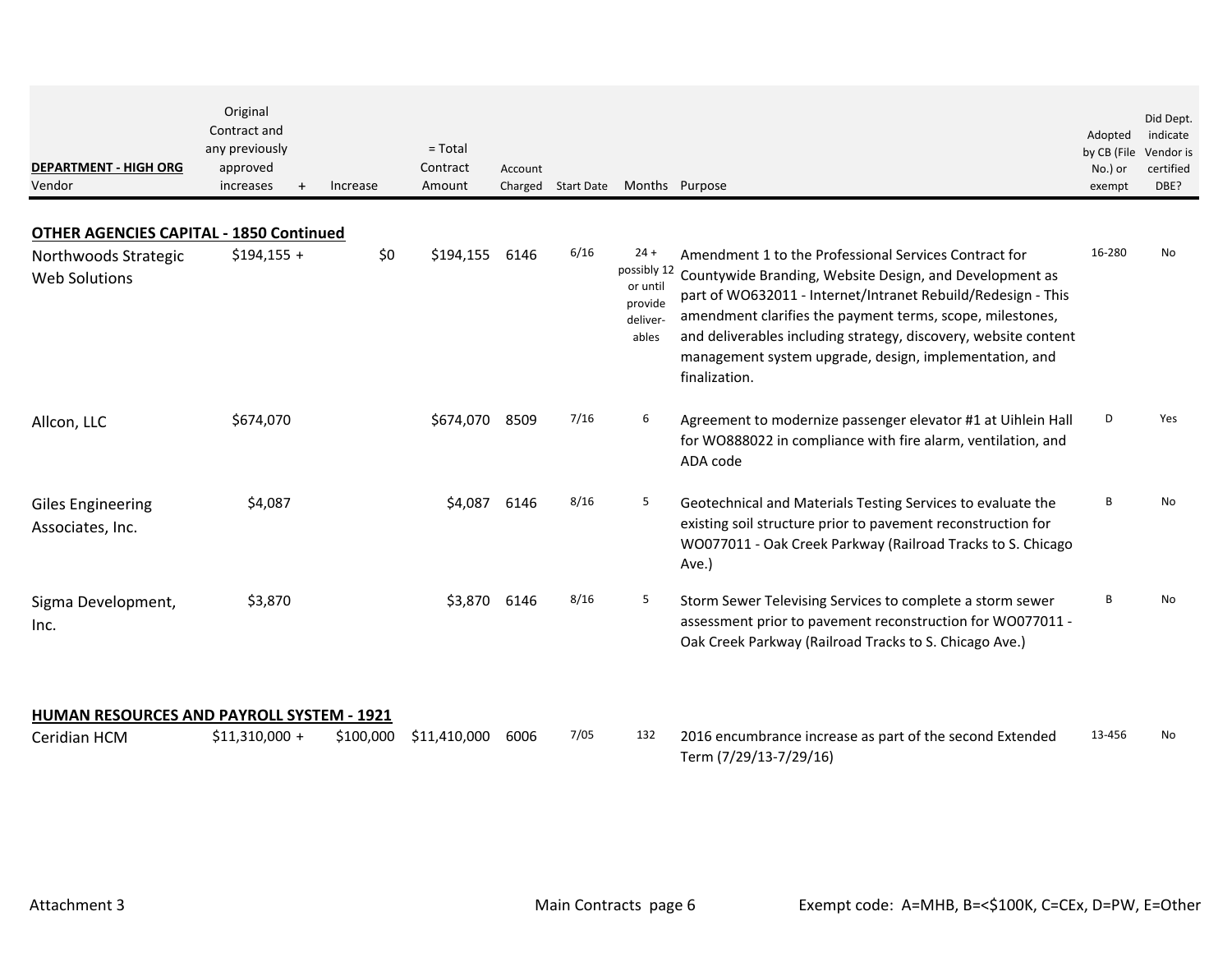| DEPARTMENT - HIGH ORG<br>Vendor | Original Contract and any previously approved increases | + | Increase | = Total Contract Amount | Account Charged | Start Date | Months | Purpose | Adopted by CB (File No.) or exempt | Did Dept. indicate Vendor is certified DBE? |
|---|---|---|---|---|---|---|---|---|---|---|
| **OTHER AGENCIES CAPITAL - 1850 Continued** | | | | | | | | | | |
| Northwoods Strategic Web Solutions | $194,155 | + | $0 | $194,155 | 6146 | 6/16 | 24 + possibly 12 or until provide deliver-ables | Amendment 1 to the Professional Services Contract for Countywide Branding, Website Design, and Development as part of WO632011 - Internet/Intranet Rebuild/Redesign - This amendment clarifies the payment terms, scope, milestones, and deliverables including strategy, discovery, website content management system upgrade, design, implementation, and finalization. | 16-280 | No |
| Allcon, LLC | $674,070 | | | $674,070 | 8509 | 7/16 | 6 | Agreement to modernize passenger elevator #1 at Uihlein Hall for WO888022 in compliance with fire alarm, ventilation, and ADA code | D | Yes |
| Giles Engineering Associates, Inc. | $4,087 | | | $4,087 | 6146 | 8/16 | 5 | Geotechnical and Materials Testing Services to evaluate the existing soil structure prior to pavement reconstruction for WO077011 - Oak Creek Parkway (Railroad Tracks to S. Chicago Ave.) | B | No |
| Sigma Development, Inc. | $3,870 | | | $3,870 | 6146 | 8/16 | 5 | Storm Sewer Televising Services to complete a storm sewer assessment prior to pavement reconstruction for WO077011 - Oak Creek Parkway (Railroad Tracks to S. Chicago Ave.) | B | No |
| **HUMAN RESOURCES AND PAYROLL SYSTEM - 1921** | | | | | | | | | | |
| Ceridian HCM | $11,310,000 | + | $100,000 | $11,410,000 | 6006 | 7/05 | 132 | 2016 encumbrance increase as part of the second Extended Term (7/29/13-7/29/16) | 13-456 | No |

Attachment 3

Exempt code: A=MHB, B=<$100K, C=CEx, D=PW, E=Other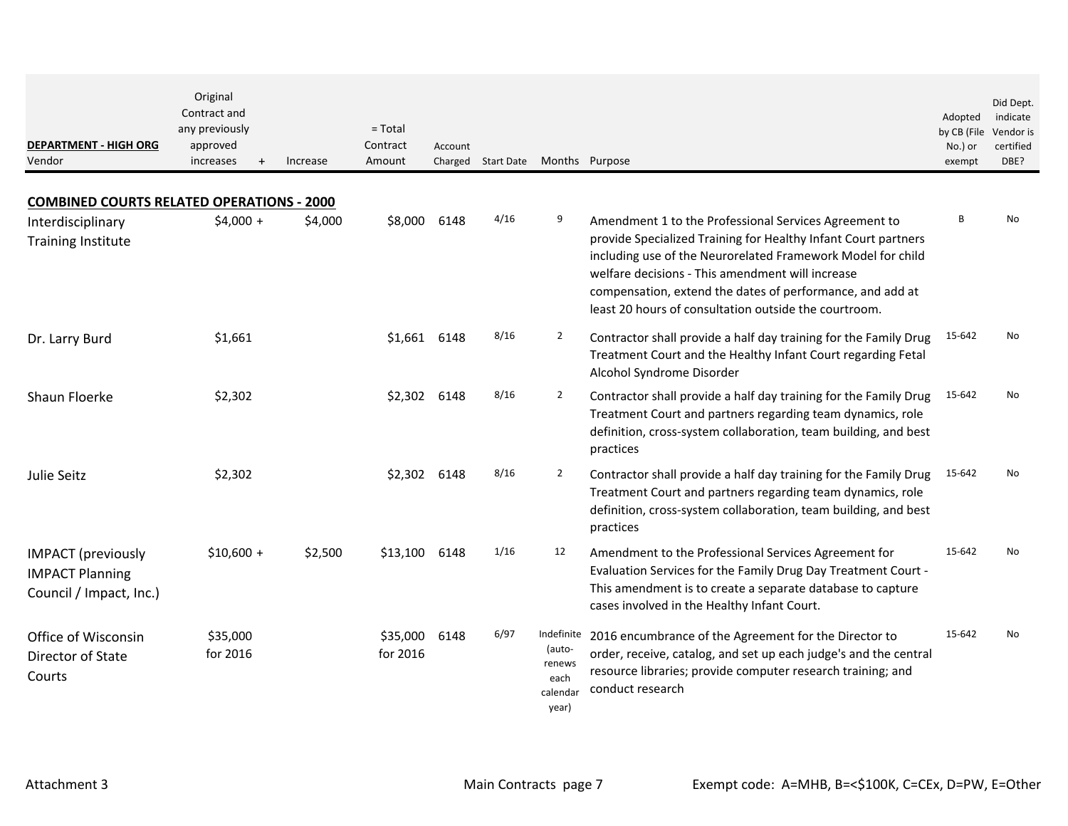| DEPARTMENT - HIGH ORG<br>Vendor | Original Contract and any previously approved increases | + | Increase | = Total Contract Amount | Account Charged | Start Date | Months | Purpose | Adopted by CB (File No.) or exempt | Did Dept. indicate Vendor is certified DBE? |
|---|---|---|---|---|---|---|---|---|---|---|
| **COMBINED COURTS RELATED OPERATIONS - 2000** | | | | | | | | | | |
| Interdisciplinary Training Institute | $4,000 | + | $4,000 | $8,000 | 6148 | 4/16 | 9 | Amendment 1 to the Professional Services Agreement to provide Specialized Training for Healthy Infant Court partners including use of the Neurorelated Framework Model for child welfare decisions - This amendment will increase compensation, extend the dates of performance, and add at least 20 hours of consultation outside the courtroom. | B | No |
| Dr. Larry Burd | $1,661 | | | $1,661 | 6148 | 8/16 | 2 | Contractor shall provide a half day training for the Family Drug Treatment Court and the Healthy Infant Court regarding Fetal Alcohol Syndrome Disorder | 15-642 | No |
| Shaun Floerke | $2,302 | | | $2,302 | 6148 | 8/16 | 2 | Contractor shall provide a half day training for the Family Drug Treatment Court and partners regarding team dynamics, role definition, cross-system collaboration, team building, and best practices | 15-642 | No |
| Julie Seitz | $2,302 | | | $2,302 | 6148 | 8/16 | 2 | Contractor shall provide a half day training for the Family Drug Treatment Court and partners regarding team dynamics, role definition, cross-system collaboration, team building, and best practices | 15-642 | No |
| IMPACT (previously IMPACT Planning Council / Impact, Inc.) | $10,600 | + | $2,500 | $13,100 | 6148 | 1/16 | 12 | Amendment to the Professional Services Agreement for Evaluation Services for the Family Drug Day Treatment Court - This amendment is to create a separate database to capture cases involved in the Healthy Infant Court. | 15-642 | No |
| Office of Wisconsin Director of State Courts | $35,000 for 2016 | | | $35,000 for 2016 | 6148 | 6/97 | Indefinite (auto-renews each calendar year) | 2016 encumbrance of the Agreement for the Director to order, receive, catalog, and set up each judge's and the central resource libraries; provide computer research training; and conduct research | 15-642 | No |

Attachment 3 — Main Contracts — Exempt code: A=MHB, B=<$100K, C=CEx, D=PW, E=Other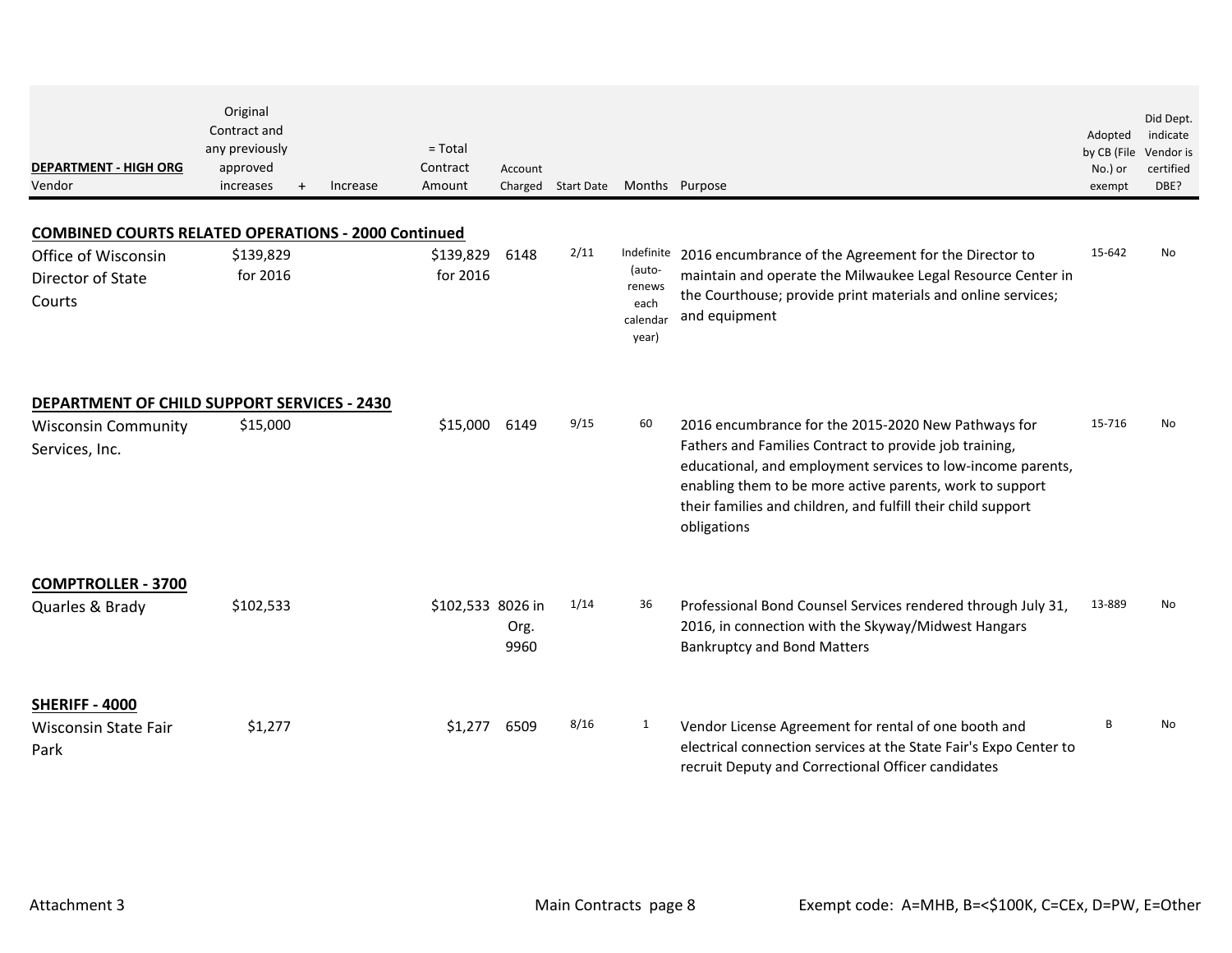| DEPARTMENT - HIGH ORG<br>Vendor | Original Contract and any previously approved increases | + | Increase | = Total Contract Amount | Account Charged | Start Date | Months | Purpose | Adopted by CB (File No.) or exempt | Did Dept. indicate Vendor is certified DBE? |
|---|---|---|---|---|---|---|---|---|---|---|
| **COMBINED COURTS RELATED OPERATIONS - 2000 Continued** | | | | | | | | | | |
| Office of Wisconsin Director of State Courts | $139,829 for 2016 | | | $139,829 for 2016 | 6148 | 2/11 | Indefinite (auto-renews each calendar year) | 2016 encumbrance of the Agreement for the Director to maintain and operate the Milwaukee Legal Resource Center in the Courthouse; provide print materials and online services; and equipment | 15-642 | No |
| **DEPARTMENT OF CHILD SUPPORT SERVICES - 2430** | | | | | | | | | | |
| Wisconsin Community Services, Inc. | $15,000 | | | $15,000 | 6149 | 9/15 | 60 | 2016 encumbrance for the 2015-2020 New Pathways for Fathers and Families Contract to provide job training, educational, and employment services to low-income parents, enabling them to be more active parents, work to support their families and children, and fulfill their child support obligations | 15-716 | No |
| **COMPTROLLER - 3700** | | | | | | | | | | |
| Quarles & Brady | $102,533 | | | $102,533 | 8026 in Org. 9960 | 1/14 | 36 | Professional Bond Counsel Services rendered through July 31, 2016, in connection with the Skyway/Midwest Hangars Bankruptcy and Bond Matters | 13-889 | No |
| **SHERIFF - 4000** | | | | | | | | | | |
| Wisconsin State Fair Park | $1,277 | | | $1,277 | 6509 | 8/16 | 1 | Vendor License Agreement for rental of one booth and electrical connection services at the State Fair's Expo Center to recruit Deputy and Correctional Officer candidates | B | No |

Attachment 3 Main Contracts page 8 Exempt code: A=MHB, B=<$100K, C=CEx, D=PW, E=Other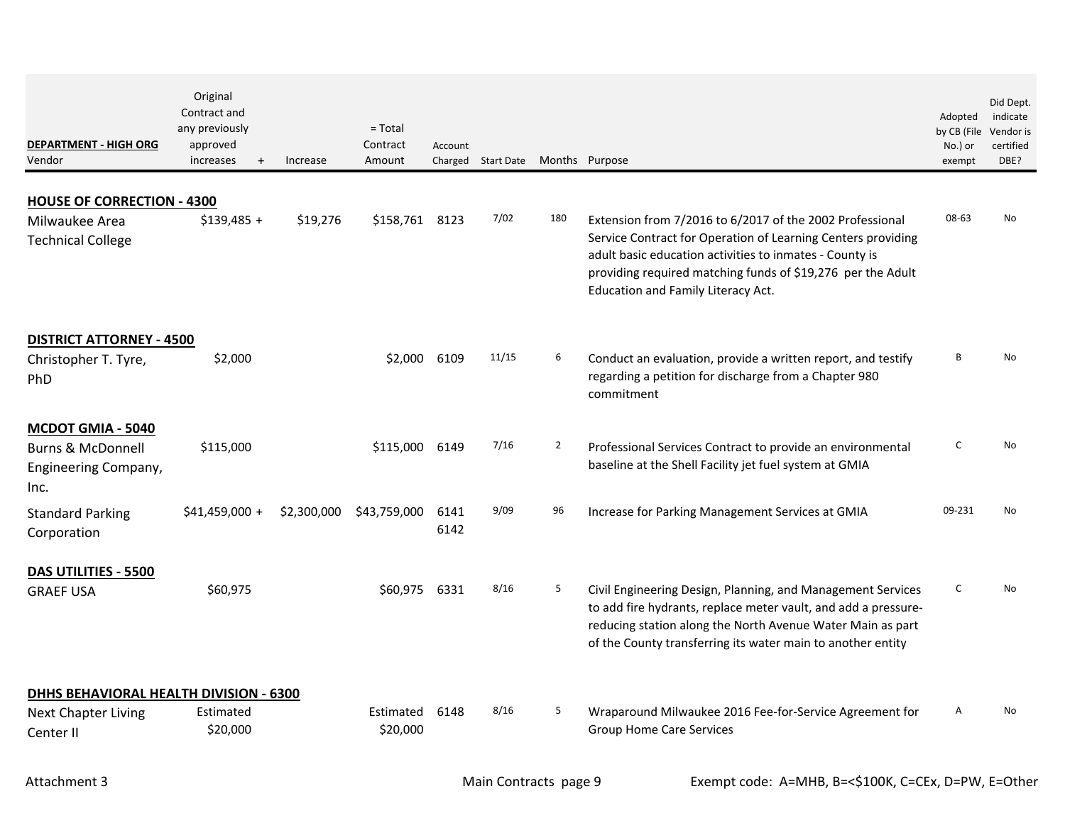| DEPARTMENT - HIGH ORG<br>Vendor | Original Contract and any previously approved increases + | Increase | = Total Contract Amount | Account Charged | Start Date | Months | Purpose | Adopted by CB (File No.) or exempt | Did Dept. indicate Vendor is certified DBE? |
|---|---|---|---|---|---|---|---|---|---|
| **HOUSE OF CORRECTION - 4300** | | | | | | | | | |
| Milwaukee Area Technical College | $139,485 + | $19,276 | $158,761 | 8123 | 7/02 | 180 | Extension from 7/2016 to 6/2017 of the 2002 Professional Service Contract for Operation of Learning Centers providing adult basic education activities to inmates - County is providing required matching funds of $19,276 per the Adult Education and Family Literacy Act. | 08-63 | No |
| **DISTRICT ATTORNEY - 4500** | | | | | | | | | |
| Christopher T. Tyre, PhD | $2,000 | | $2,000 | 6109 | 11/15 | 6 | Conduct an evaluation, provide a written report, and testify regarding a petition for discharge from a Chapter 980 commitment | B | No |
| **MCDOT GMIA - 5040** | | | | | | | | | |
| Burns & McDonnell Engineering Company, Inc. | $115,000 | | $115,000 | 6149 | 7/16 | 2 | Professional Services Contract to provide an environmental baseline at the Shell Facility jet fuel system at GMIA | C | No |
| Standard Parking Corporation | $41,459,000 + | $2,300,000 | $43,759,000 | 6141<br>6142 | 9/09 | 96 | Increase for Parking Management Services at GMIA | 09-231 | No |
| **DAS UTILITIES - 5500** | | | | | | | | | |
| GRAEF USA | $60,975 | | $60,975 | 6331 | 8/16 | 5 | Civil Engineering Design, Planning, and Management Services to add fire hydrants, replace meter vault, and add a pressure-reducing station along the North Avenue Water Main as part of the County transferring its water main to another entity | C | No |
| **DHHS BEHAVIORAL HEALTH DIVISION - 6300** | | | | | | | | | |
| Next Chapter Living Center II | Estimated $20,000 | | Estimated $20,000 | 6148 | 8/16 | 5 | Wraparound Milwaukee 2016 Fee-for-Service Agreement for Group Home Care Services | A | No |

Attachment 3 — Main Contracts — Exempt code: A=MHB, B=<$100K, C=CEx, D=PW, E=Other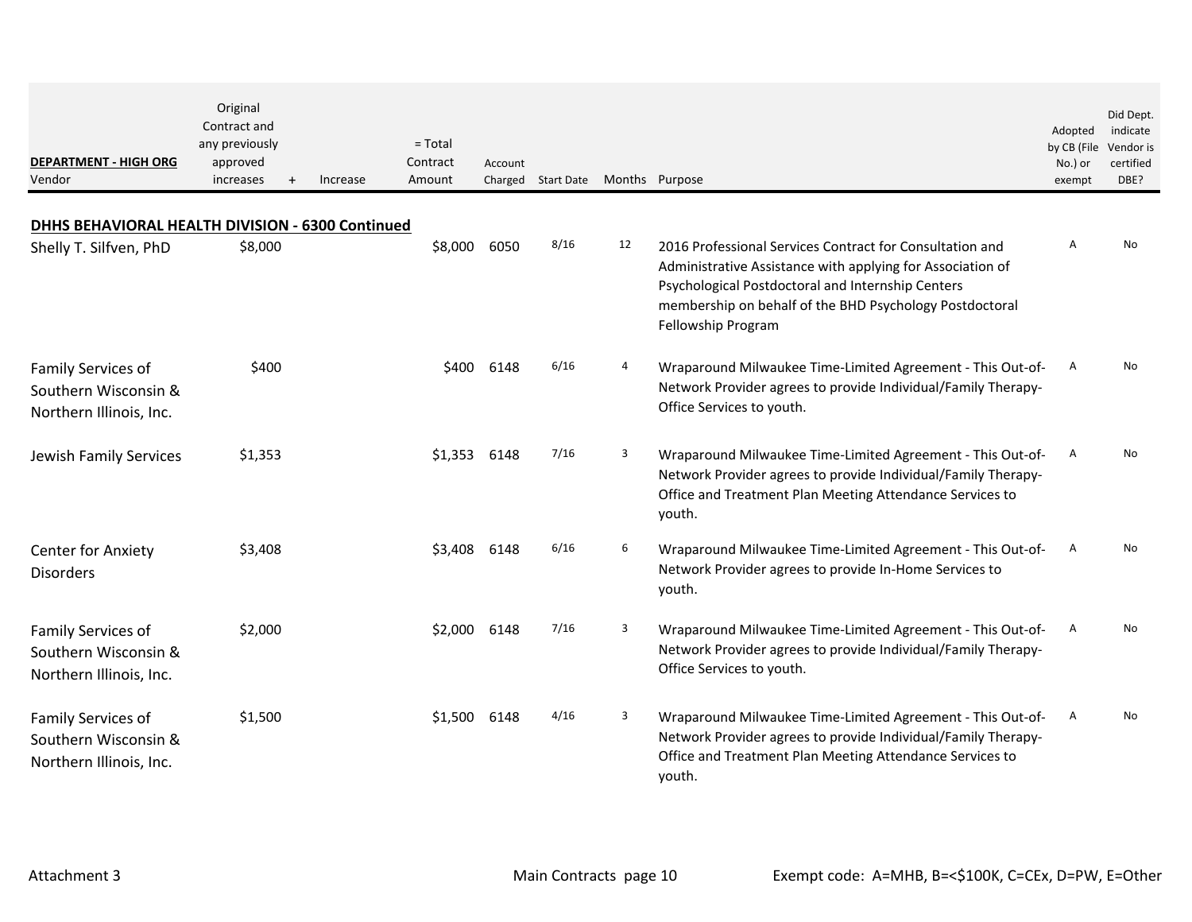| DEPARTMENT - HIGH ORG<br>Vendor | Original Contract and any previously approved increases | + | Increase | = Total Contract Amount | Account Charged | Start Date | Months | Purpose | Adopted by CB (File No.) or exempt | Did Dept. indicate Vendor is certified DBE? |
|---|---|---|---|---|---|---|---|---|---|---|
| **DHHS BEHAVIORAL HEALTH DIVISION - 6300 Continued** | | | | | | | | | | |
| Shelly T. Silfven, PhD | $8,000 | | | $8,000 | 6050 | 8/16 | 12 | 2016 Professional Services Contract for Consultation and Administrative Assistance with applying for Association of Psychological Postdoctoral and Internship Centers membership on behalf of the BHD Psychology Postdoctoral Fellowship Program | A | No |
| Family Services of Southern Wisconsin & Northern Illinois, Inc. | $400 | | | $400 | 6148 | 6/16 | 4 | Wraparound Milwaukee Time-Limited Agreement - This Out-of-Network Provider agrees to provide Individual/Family Therapy-Office Services to youth. | A | No |
| Jewish Family Services | $1,353 | | | $1,353 | 6148 | 7/16 | 3 | Wraparound Milwaukee Time-Limited Agreement - This Out-of-Network Provider agrees to provide Individual/Family Therapy-Office and Treatment Plan Meeting Attendance Services to youth. | A | No |
| Center for Anxiety Disorders | $3,408 | | | $3,408 | 6148 | 6/16 | 6 | Wraparound Milwaukee Time-Limited Agreement - This Out-of-Network Provider agrees to provide In-Home Services to youth. | A | No |
| Family Services of Southern Wisconsin & Northern Illinois, Inc. | $2,000 | | | $2,000 | 6148 | 7/16 | 3 | Wraparound Milwaukee Time-Limited Agreement - This Out-of-Network Provider agrees to provide Individual/Family Therapy-Office Services to youth. | A | No |
| Family Services of Southern Wisconsin & Northern Illinois, Inc. | $1,500 | | | $1,500 | 6148 | 4/16 | 3 | Wraparound Milwaukee Time-Limited Agreement - This Out-of-Network Provider agrees to provide Individual/Family Therapy-Office and Treatment Plan Meeting Attendance Services to youth. | A | No |

Exempt code: A=MHB, B=<$100K, C=CEx, D=PW, E=Other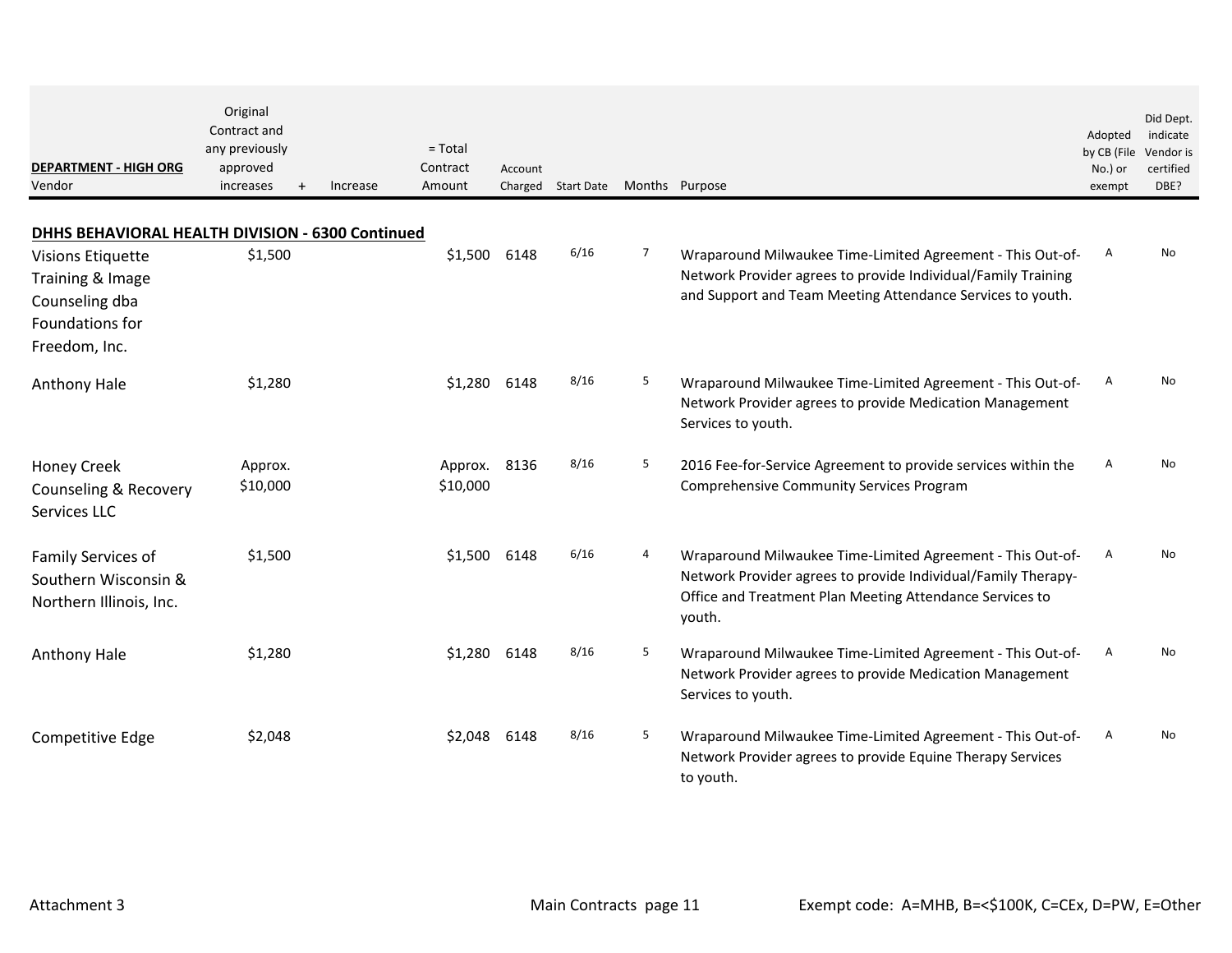| DEPARTMENT - HIGH ORG Vendor | Original Contract and any previously approved increases | + | Increase | = Total Contract Amount | Account Charged | Start Date | Months | Purpose | Adopted by CB (File No.) or exempt | Did Dept. indicate Vendor is certified DBE? |
|---|---|---|---|---|---|---|---|---|---|---|
| **DHHS BEHAVIORAL HEALTH DIVISION - 6300 Continued** | | | | | | | | | | |
| Visions Etiquette Training & Image Counseling dba Foundations for Freedom, Inc. | $1,500 | | | $1,500 | 6148 | 6/16 | 7 | Wraparound Milwaukee Time-Limited Agreement - This Out-of-Network Provider agrees to provide Individual/Family Training and Support and Team Meeting Attendance Services to youth. | A | No |
| Anthony Hale | $1,280 | | | $1,280 | 6148 | 8/16 | 5 | Wraparound Milwaukee Time-Limited Agreement - This Out-of-Network Provider agrees to provide Medication Management Services to youth. | A | No |
| Honey Creek Counseling & Recovery Services LLC | Approx. $10,000 | | | Approx. $10,000 | 8136 | 8/16 | 5 | 2016 Fee-for-Service Agreement to provide services within the Comprehensive Community Services Program | A | No |
| Family Services of Southern Wisconsin & Northern Illinois, Inc. | $1,500 | | | $1,500 | 6148 | 6/16 | 4 | Wraparound Milwaukee Time-Limited Agreement - This Out-of-Network Provider agrees to provide Individual/Family Therapy-Office and Treatment Plan Meeting Attendance Services to youth. | A | No |
| Anthony Hale | $1,280 | | | $1,280 | 6148 | 8/16 | 5 | Wraparound Milwaukee Time-Limited Agreement - This Out-of-Network Provider agrees to provide Medication Management Services to youth. | A | No |
| Competitive Edge | $2,048 | | | $2,048 | 6148 | 8/16 | 5 | Wraparound Milwaukee Time-Limited Agreement - This Out-of-Network Provider agrees to provide Equine Therapy Services to youth. | A | No |

Attachment 3 — Main Contracts page 11 — Exempt code: A=MHB, B=<$100K, C=CEx, D=PW, E=Other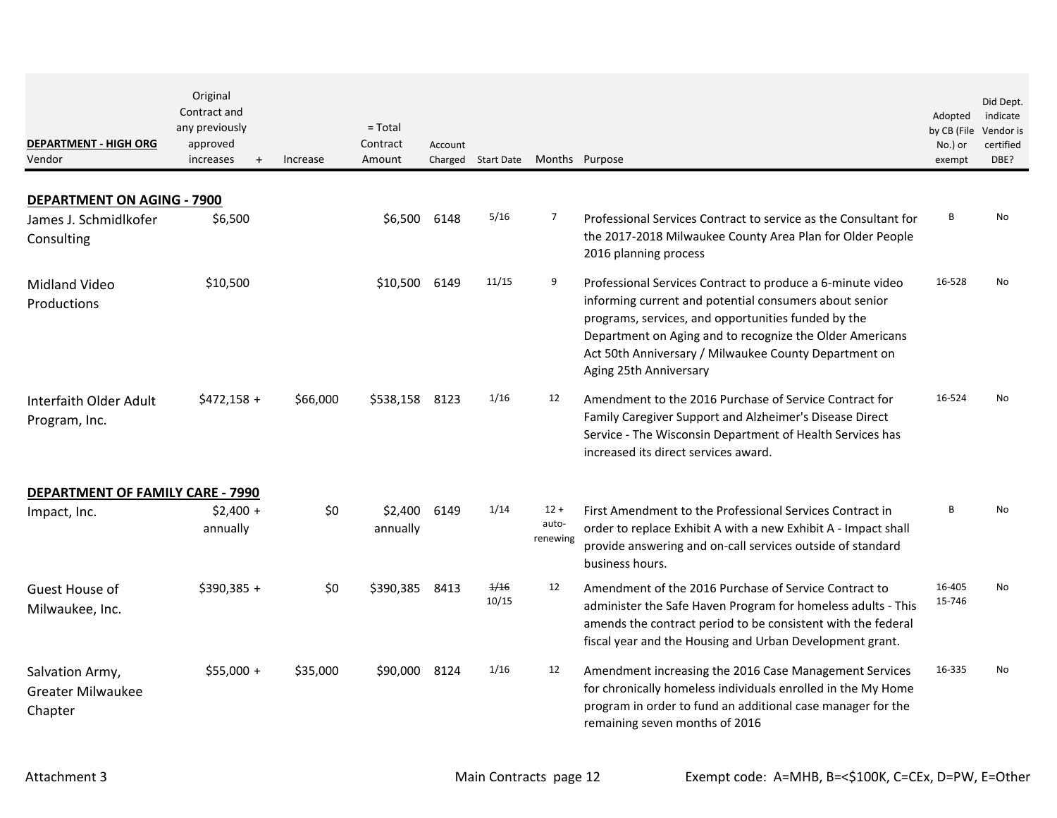| DEPARTMENT - HIGH ORG Vendor | Original Contract and any previously approved increases + | Increase | = Total Contract Amount | Account Charged | Start Date | Months | Purpose | Adopted by CB (File No.) or exempt | Did Dept. indicate Vendor is certified DBE? |
|---|---|---|---|---|---|---|---|---|---|
| **DEPARTMENT ON AGING - 7900** | | | | | | | | | |
| James J. Schmidlkofer Consulting | $6,500 | | $6,500 | 6148 | 5/16 | 7 | Professional Services Contract to service as the Consultant for the 2017-2018 Milwaukee County Area Plan for Older People 2016 planning process | B | No |
| Midland Video Productions | $10,500 | | $10,500 | 6149 | 11/15 | 9 | Professional Services Contract to produce a 6-minute video informing current and potential consumers about senior programs, services, and opportunities funded by the Department on Aging and to recognize the Older Americans Act 50th Anniversary / Milwaukee County Department on Aging 25th Anniversary | 16-528 | No |
| Interfaith Older Adult Program, Inc. | $472,158 + | $66,000 | $538,158 | 8123 | 1/16 | 12 | Amendment to the 2016 Purchase of Service Contract for Family Caregiver Support and Alzheimer's Disease Direct Service - The Wisconsin Department of Health Services has increased its direct services award. | 16-524 | No |
| **DEPARTMENT OF FAMILY CARE - 7990** | | | | | | | | | |
| Impact, Inc. | $2,400 + annually | $0 | $2,400 annually | 6149 | 1/14 | 12 + auto-renewing | First Amendment to the Professional Services Contract in order to replace Exhibit A with a new Exhibit A - Impact shall provide answering and on-call services outside of standard business hours. | B | No |
| Guest House of Milwaukee, Inc. | $390,385 + | $0 | $390,385 | 8413 | ~~1/16~~ 10/15 | 12 | Amendment of the 2016 Purchase of Service Contract to administer the Safe Haven Program for homeless adults - This amends the contract period to be consistent with the federal fiscal year and the Housing and Urban Development grant. | 16-405 15-746 | No |
| Salvation Army, Greater Milwaukee Chapter | $55,000 + | $35,000 | $90,000 | 8124 | 1/16 | 12 | Amendment increasing the 2016 Case Management Services for chronically homeless individuals enrolled in the My Home program in order to fund an additional case manager for the remaining seven months of 2016 | 16-335 | No |

Attachment 3 — Main Contracts page 12 — Exempt code: A=MHB, B=<$100K, C=CEx, D=PW, E=Other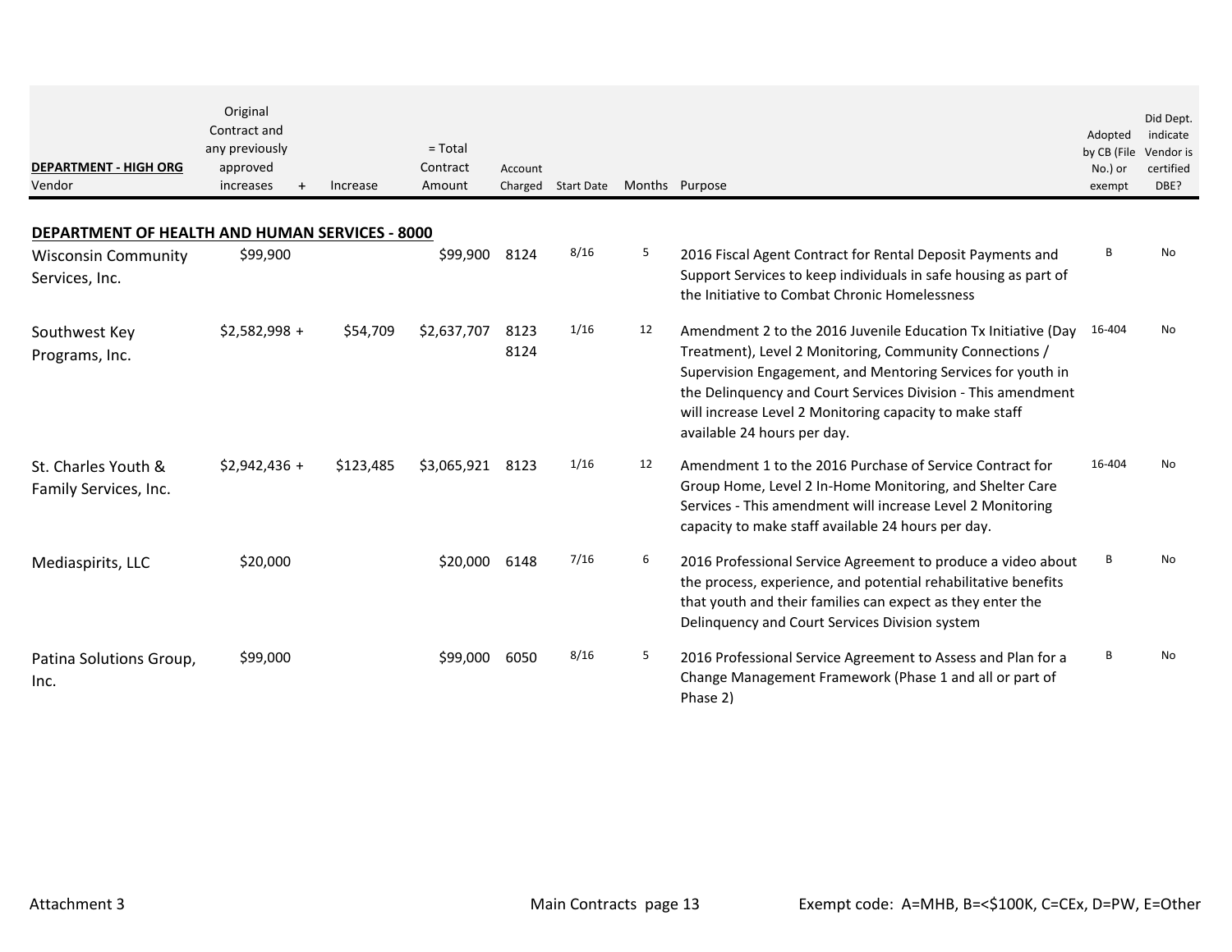| DEPARTMENT - HIGH ORG Vendor | Original Contract and any previously approved increases | + | Increase | = Total Contract Amount | Account Charged | Start Date | Months | Purpose | Adopted by CB (File No.) or exempt | Did Dept. indicate Vendor is certified DBE? |
|---|---|---|---|---|---|---|---|---|---|---|
| **DEPARTMENT OF HEALTH AND HUMAN SERVICES - 8000** | | | | | | | | | | |
| Wisconsin Community Services, Inc. | $99,900 | | | $99,900 | 8124 | 8/16 | 5 | 2016 Fiscal Agent Contract for Rental Deposit Payments and Support Services to keep individuals in safe housing as part of the Initiative to Combat Chronic Homelessness | B | No |
| Southwest Key Programs, Inc. | $2,582,998 | + | $54,709 | $2,637,707 | 8123 8124 | 1/16 | 12 | Amendment 2 to the 2016 Juvenile Education Tx Initiative (Day Treatment), Level 2 Monitoring, Community Connections / Supervision Engagement, and Mentoring Services for youth in the Delinquency and Court Services Division - This amendment will increase Level 2 Monitoring capacity to make staff available 24 hours per day. | 16-404 | No |
| St. Charles Youth & Family Services, Inc. | $2,942,436 | + | $123,485 | $3,065,921 | 8123 | 1/16 | 12 | Amendment 1 to the 2016 Purchase of Service Contract for Group Home, Level 2 In-Home Monitoring, and Shelter Care Services - This amendment will increase Level 2 Monitoring capacity to make staff available 24 hours per day. | 16-404 | No |
| Mediaspirits, LLC | $20,000 | | | $20,000 | 6148 | 7/16 | 6 | 2016 Professional Service Agreement to produce a video about the process, experience, and potential rehabilitative benefits that youth and their families can expect as they enter the Delinquency and Court Services Division system | B | No |
| Patina Solutions Group, Inc. | $99,000 | | | $99,000 | 6050 | 8/16 | 5 | 2016 Professional Service Agreement to Assess and Plan for a Change Management Framework (Phase 1 and all or part of Phase 2) | B | No |

Attachment 3

Main Contracts page 13

Exempt code: A=MHB, B=<$100K, C=CEx, D=PW, E=Other